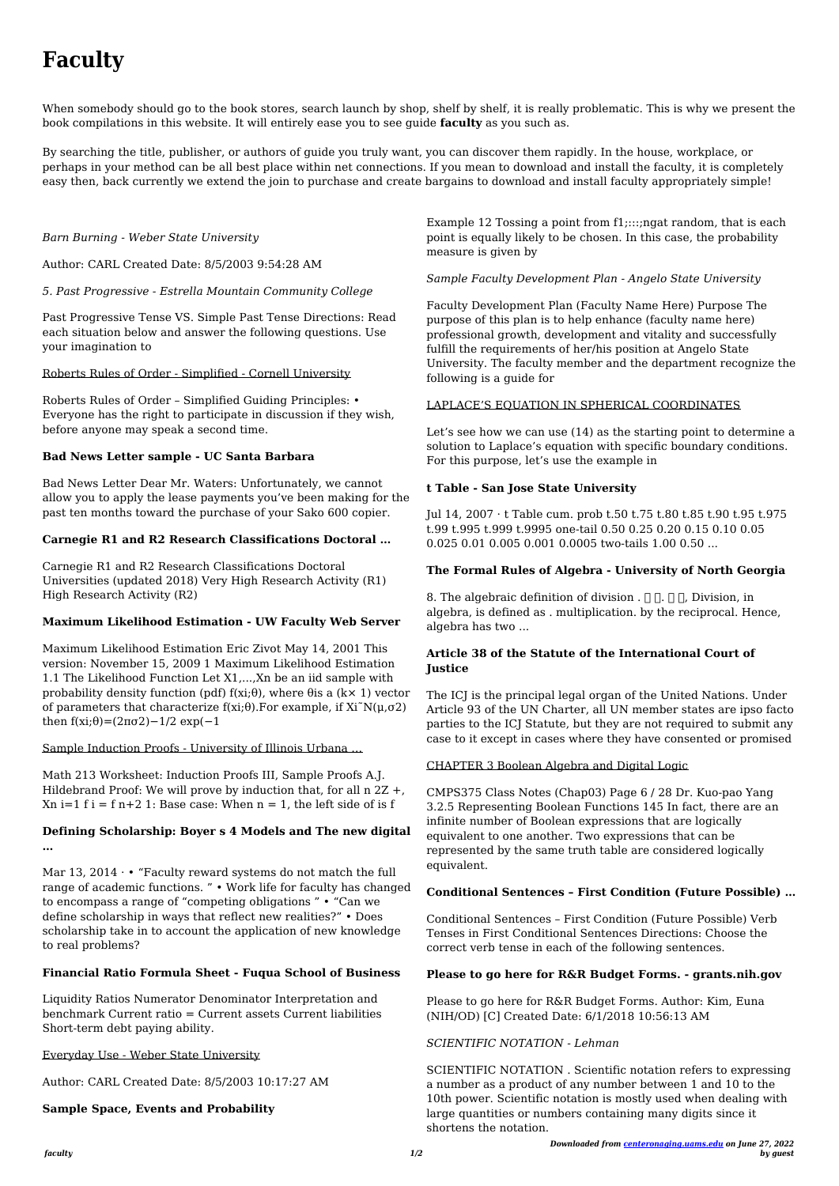# Faculty

When somebody should go to the book stores, search launch by shop, shelf by shelf, it is really problematic. This is why we present the book compilations in this website. It will entirely ease you to see guide **faculty** as you such as.

By searching the title, publisher, or authors of guide you truly want, you can discover them rapidly. In the house, workplace, or perhaps in your method can be all best place within net connections. If you mean to download and install the faculty, it is completely easy then, back currently we extend the join to purchase and create bargains to download and install faculty appropriately simple!

*Barn Burning - Weber State University*

Author: CARL Created Date: 8/5/2003 9:54:28 AM

*5. Past Progressive - Estrella Mountain Community College*

Past Progressive Tense VS. Simple Past Tense Directions: Read each situation below and answer the following questions. Use your imagination to

Roberts Rules of Order - Simplified - Cornell University

Roberts Rules of Order – Simplified Guiding Principles: • Everyone has the right to participate in discussion if they wish, before anyone may speak a second time.

**Bad News Letter sample - UC Santa Barbara**

Bad News Letter Dear Mr. Waters: Unfortunately, we cannot allow you to apply the lease payments you've been making for the past ten months toward the purchase of your Sako 600 copier.

**Carnegie R1 and R2 Research Classifications Doctoral …**

Carnegie R1 and R2 Research Classifications Doctoral Universities (updated 2018) Very High Research Activity (R1) High Research Activity (R2)

**Maximum Likelihood Estimation - UW Faculty Web Server**

Maximum Likelihood Estimation Eric Zivot May 14, 2001 This version: November 15, 2009 1 Maximum Likelihood Estimation 1.1 The Likelihood Function Let X1,...,Xn be an iid sample with probability density function (pdf) f(xi;θ), where θis a (k× 1) vector of parameters that characterize f(xi;θ).For example, if Xi˜N(μ,σ2) then f(xi;θ)=(2πσ2)−1/2 exp(−1

Sample Induction Proofs - University of Illinois Urbana …

Math 213 Worksheet: Induction Proofs III, Sample Proofs A.J. Hildebrand Proof: We will prove by induction that, for all n 2Z +, Xn i=1 f i = f n+2 1: Base case: When n = 1, the left side of is f

**Defining Scholarship: Boyer s 4 Models and The new digital …**

Mar 13, 2014 · • "Faculty reward systems do not match the full range of academic functions. " • Work life for faculty has changed to encompass a range of "competing obligations " • "Can we define scholarship in ways that reflect new realities?" • Does scholarship take in to account the application of new knowledge to real problems?

**Financial Ratio Formula Sheet - Fuqua School of Business**

Liquidity Ratios Numerator Denominator Interpretation and benchmark Current ratio = Current assets Current liabilities Short-term debt paying ability.

Everyday Use - Weber State University

Author: CARL Created Date: 8/5/2003 10:17:27 AM

**Sample Space, Events and Probability**

Example 12 Tossing a point from f1;:::;ngat random, that is each point is equally likely to be chosen. In this case, the probability measure is given by

*Sample Faculty Development Plan - Angelo State University*

Faculty Development Plan (Faculty Name Here) Purpose The purpose of this plan is to help enhance (faculty name here) professional growth, development and vitality and successfully fulfill the requirements of her/his position at Angelo State University. The faculty member and the department recognize the following is a guide for

LAPLACE'S EQUATION IN SPHERICAL COORDINATES

Let's see how we can use (14) as the starting point to determine a solution to Laplace's equation with specific boundary conditions. For this purpose, let's use the example in

**t Table - San Jose State University**

Jul 14, 2007 · t Table cum. prob t.50 t.75 t.80 t.85 t.90 t.95 t.975 t.99 t.995 t.999 t.9995 one-tail 0.50 0.25 0.20 0.15 0.10 0.05 0.025 0.01 0.005 0.001 0.0005 two-tails 1.00 0.50 ...

**The Formal Rules of Algebra - University of North Georgia**

8. The algebraic definition of division . 𝑎 𝑏. 𝑎 𝑏, Division, in algebra, is defined as . multiplication. by the reciprocal. Hence, algebra has two ...

**Article 38 of the Statute of the International Court of Justice**

The ICJ is the principal legal organ of the United Nations. Under Article 93 of the UN Charter, all UN member states are ipso facto parties to the ICJ Statute, but they are not required to submit any case to it except in cases where they have consented or promised

CHAPTER 3 Boolean Algebra and Digital Logic

CMPS375 Class Notes (Chap03) Page 6 / 28 Dr. Kuo-pao Yang 3.2.5 Representing Boolean Functions 145 In fact, there are an infinite number of Boolean expressions that are logically equivalent to one another. Two expressions that can be represented by the same truth table are considered logically equivalent.

**Conditional Sentences – First Condition (Future Possible) …**

Conditional Sentences – First Condition (Future Possible) Verb Tenses in First Conditional Sentences Directions: Choose the correct verb tense in each of the following sentences.

**Please to go here for R&R Budget Forms. - grants.nih.gov**

Please to go here for R&R Budget Forms. Author: Kim, Euna (NIH/OD) [C] Created Date: 6/1/2018 10:56:13 AM

*SCIENTIFIC NOTATION - Lehman*

SCIENTIFIC NOTATION . Scientific notation refers to expressing a number as a product of any number between 1 and 10 to the 10th power. Scientific notation is mostly used when dealing with large quantities or numbers containing many digits since it shortens the notation.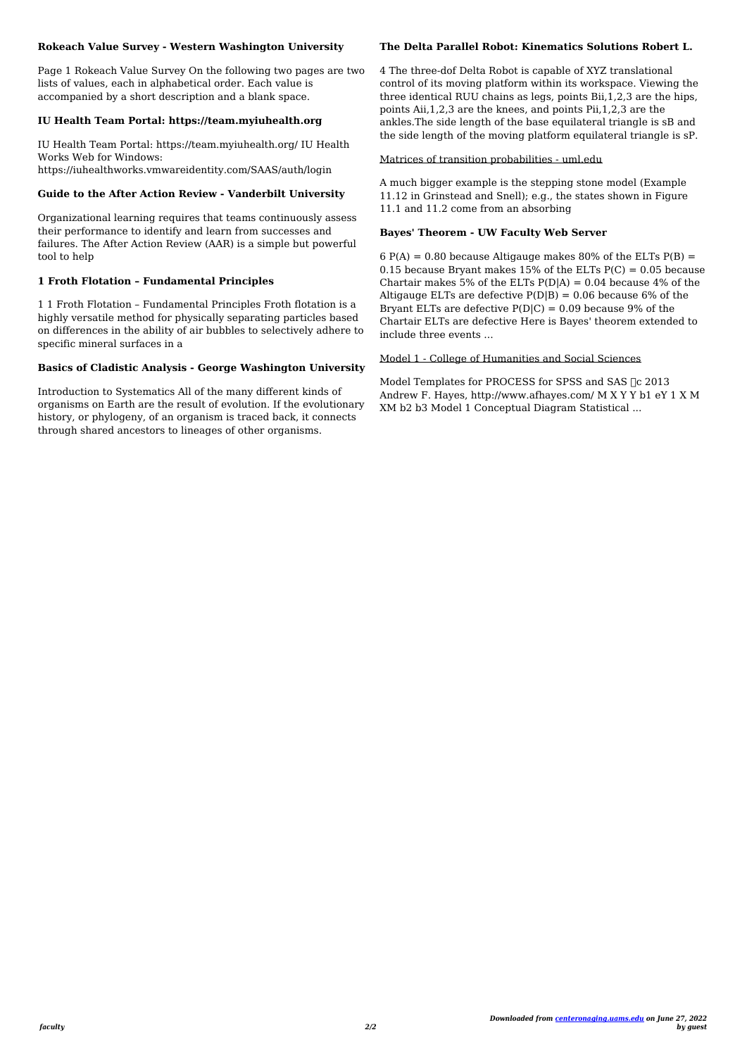### Rokeach Value Survey - Western Washington University

Page 1 Rokeach Value Survey On the following two pages are two lists of values, each in alphabetical order. Each value is accompanied by a short description and a blank space.

### IU Health Team Portal: https://team.myiuhealth.org

IU Health Team Portal: https://team.myiuhealth.org/ IU Health Works Web for Windows: https://iuhealthworks.vmwareidentity.com/SAAS/auth/login

### Guide to the After Action Review - Vanderbilt University

Organizational learning requires that teams continuously assess their performance to identify and learn from successes and failures. The After Action Review (AAR) is a simple but powerful tool to help

### 1 Froth Flotation – Fundamental Principles

1 1 Froth Flotation – Fundamental Principles Froth flotation is a highly versatile method for physically separating particles based on differences in the ability of air bubbles to selectively adhere to specific mineral surfaces in a

### Basics of Cladistic Analysis - George Washington University

Introduction to Systematics All of the many different kinds of organisms on Earth are the result of evolution. If the evolutionary history, or phylogeny, of an organism is traced back, it connects through shared ancestors to lineages of other organisms.

### The Delta Parallel Robot: Kinematics Solutions Robert L.

4 The three-dof Delta Robot is capable of XYZ translational control of its moving platform within its workspace. Viewing the three identical RUU chains as legs, points Bii,1,2,3 are the hips, points Aii,1,2,3 are the knees, and points Pii,1,2,3 are the ankles.The side length of the base equilateral triangle is sB and the side length of the moving platform equilateral triangle is sP.

Matrices of transition probabilities - uml.edu

A much bigger example is the stepping stone model (Example 11.12 in Grinstead and Snell); e.g., the states shown in Figure 11.1 and 11.2 come from an absorbing

### Bayes' Theorem - UW Faculty Web Server

6 $P(A) = 0.80$ because Altigauge makes 80% of the ELTs $P(B) = 0.15$ because Bryant makes 15% of the ELTs $P(C) = 0.05$ because Chartair makes 5% of the ELTs $P(D|A) = 0.04$ because 4% of the Altigauge ELTs are defective $P(D|B) = 0.06$ because 6% of the Bryant ELTs are defective $P(D|C) = 0.09$ because 9% of the Chartair ELTs are defective Here is Bayes' theorem extended to include three events …

Model 1 - College of Humanities and Social Sciences

Model Templates for PROCESS for SPSS and SAS c 2013 Andrew F. Hayes, http://www.afhayes.com/ M X Y Y b1 eY 1 X M XM b2 b3 Model 1 Conceptual Diagram Statistical ...